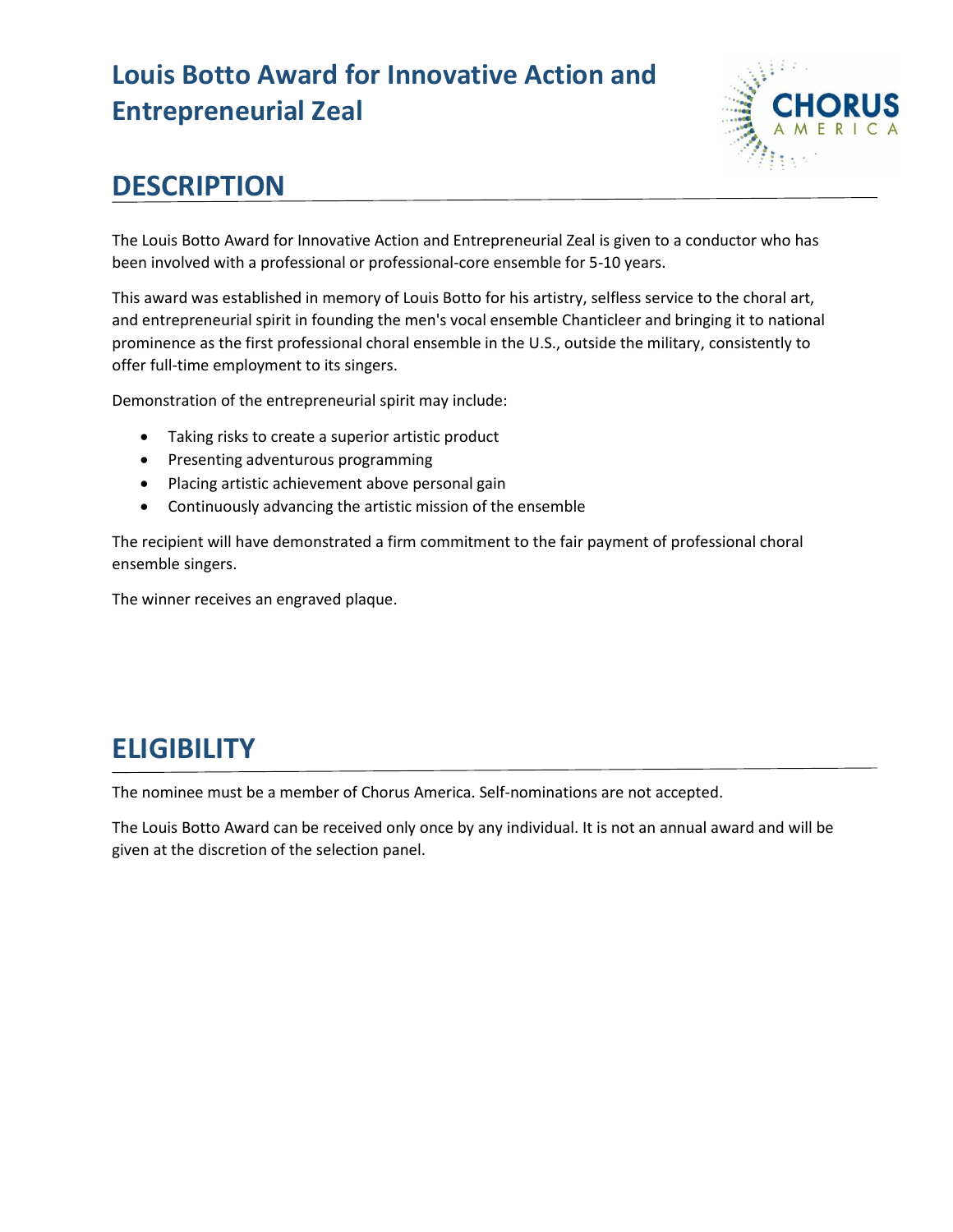# Louis Botto Award for Innovative Action and Entrepreneurial Zeal

## DESCRIPTION

The Louis Botto Award for Innovative Action and Entrepreneurial Zeal is given to a conductor who has been involved with a professional or professional-core ensemble for 5-10 years.

This award was established in memory of Louis Botto for his artistry, selfless service to the choral art, and entrepreneurial spirit in founding the men's vocal ensemble Chanticleer and bringing it to national prominence as the first professional choral ensemble in the U.S., outside the military, consistently to offer full-time employment to its singers.

Demonstration of the entrepreneurial spirit may include:

- Taking risks to create a superior artistic product
- Presenting adventurous programming
- Placing artistic achievement above personal gain
- Continuously advancing the artistic mission of the ensemble

The recipient will have demonstrated a firm commitment to the fair payment of professional choral ensemble singers.

The winner receives an engraved plaque.

## ELIGIBILITY

The nominee must be a member of Chorus America. Self-nominations are not accepted.

The Louis Botto Award can be received only once by any individual. It is not an annual award and will be given at the discretion of the selection panel.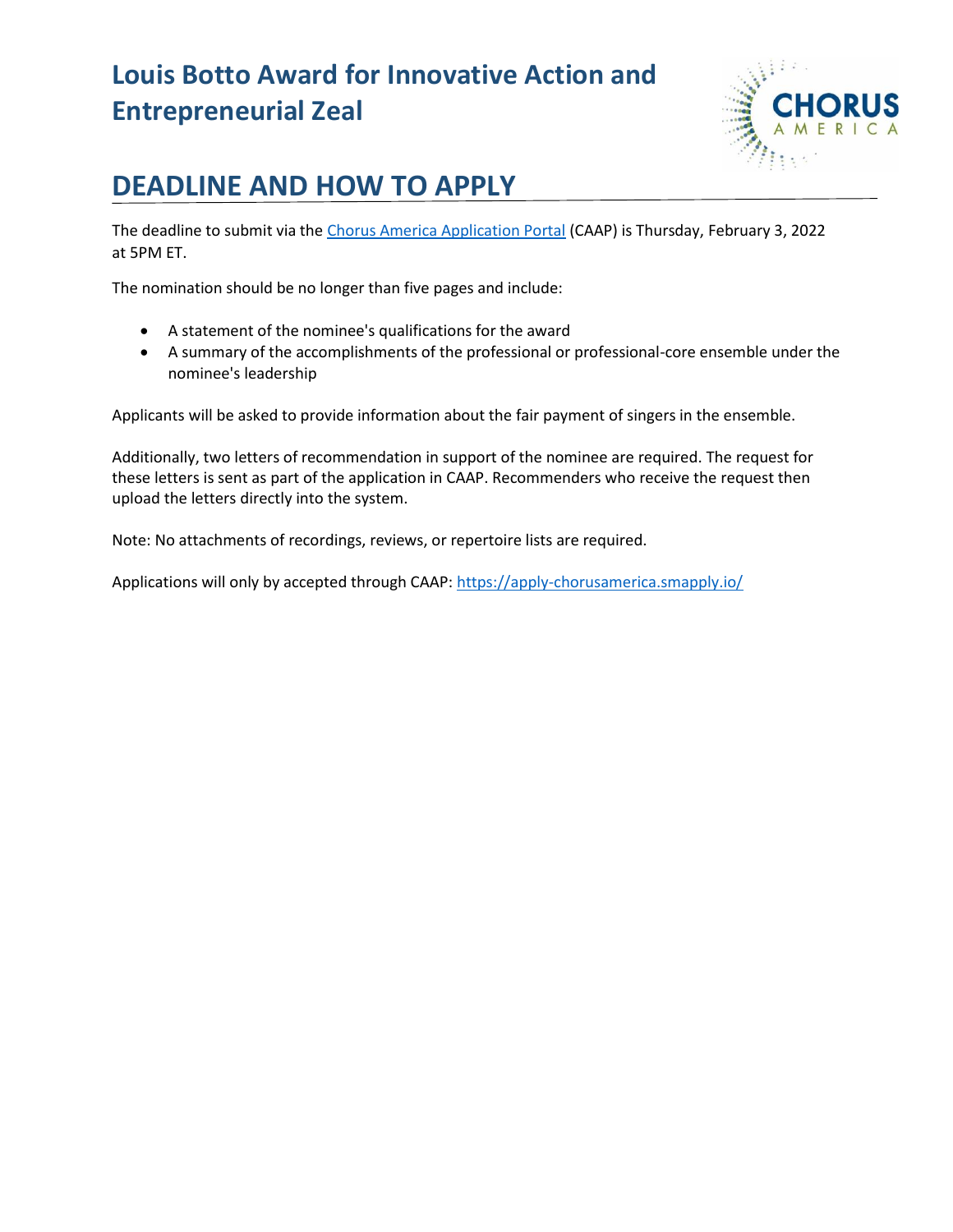# Louis Botto Award for Innovative Action and Entrepreneurial Zeal

## DEADLINE AND HOW TO APPLY

The deadline to submit via the [Chorus America Application Portal](https://apply-chorusamerica.smapply.io/) (CAAP) is Thursday, February 3, 2022 at 5PM ET.

The nomination should be no longer than five pages and include:

- A statement of the nominee's qualifications for the award
- A summary of the accomplishments of the professional or professional-core ensemble under the nominee's leadership

Applicants will be asked to provide information about the fair payment of singers in the ensemble.

Additionally, two letters of recommendation in support of the nominee are required. The request for these letters is sent as part of the application in CAAP. Recommenders who receive the request then upload the letters directly into the system.

Note: No attachments of recordings, reviews, or repertoire lists are required.

Applications will only by accepted through CAAP: https://apply-chorusamerica.smapply.io/